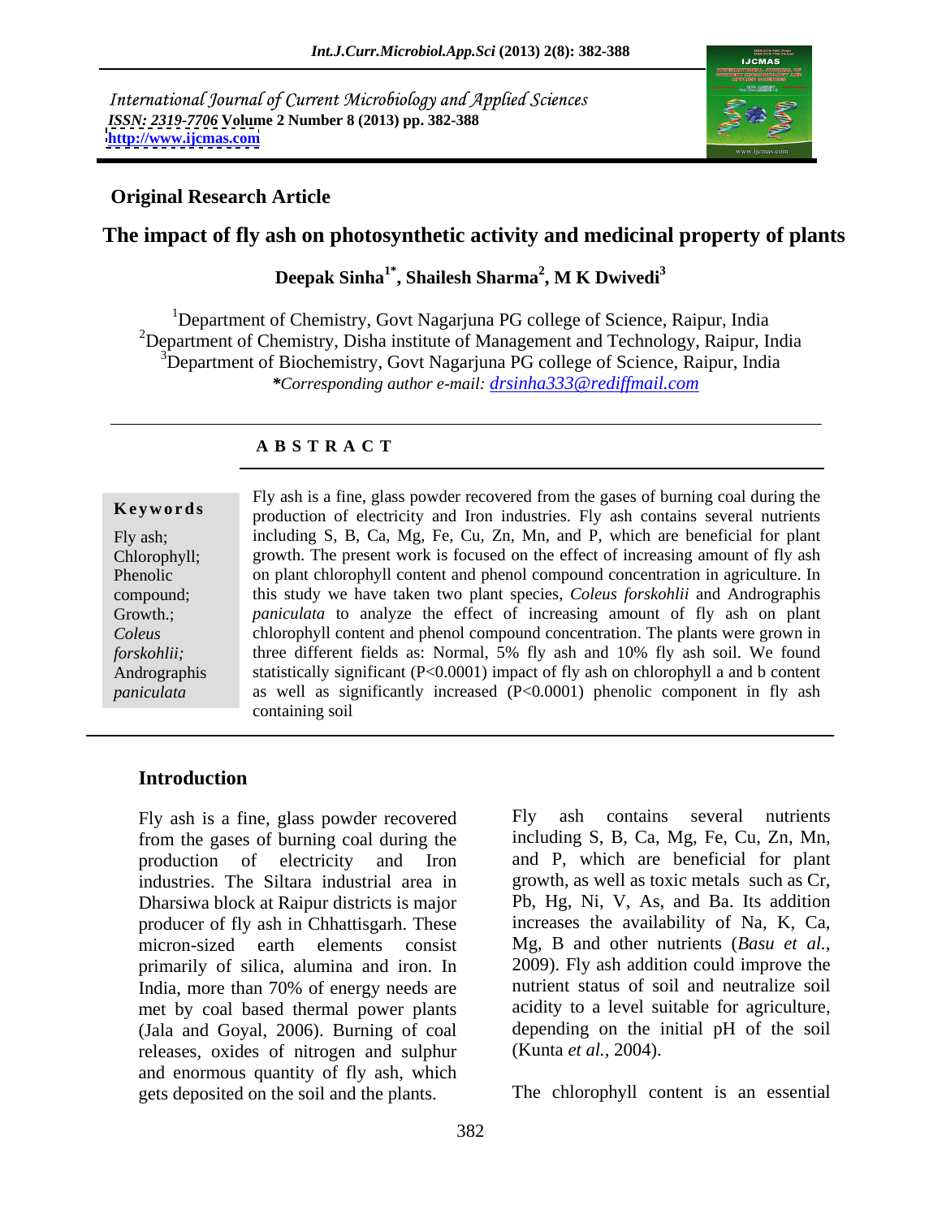International Journal of Current Microbiology and Applied Sciences
*ISSN: 2319-7706* **Volume 2 Number 8 (2013) pp. 382-388**
**http://www.ijcmas.com**

**Original Research Article**

# The impact of fly ash on photosynthetic activity and medicinal property of plants

**Deepak Sinha[1*], Shailesh Sharma[2], M K Dwivedi[3]**

[1]Department of Chemistry, Govt Nagarjuna PG college of Science, Raipur, India
[2]Department of Chemistry, Disha institute of Management and Technology, Raipur, India
[3]Department of Biochemistry, Govt Nagarjuna PG college of Science, Raipur, India
*\*Corresponding author e-mail: drsinha333@rediffmail.com*

## A B S T R A C T

**Keywords**

Fly ash; Chlorophyll; Phenolic compound; Growth.; *Coleus forskohlii;* Andrographis *paniculata*

Fly ash is a fine, glass powder recovered from the gases of burning coal during the production of electricity and Iron industries. Fly ash contains several nutrients including S, B, Ca, Mg, Fe, Cu, Zn, Mn, and P, which are beneficial for plant growth. The present work is focused on the effect of increasing amount of fly ash on plant chlorophyll content and phenol compound concentration in agriculture. In this study we have taken two plant species, *Coleus forskohlii* and Andrographis *paniculata* to analyze the effect of increasing amount of fly ash on plant chlorophyll content and phenol compound concentration. The plants were grown in three different fields as: Normal, 5% fly ash and 10% fly ash soil. We found statistically significant ($P<0.0001$) impact of fly ash on chlorophyll a and b content as well as significantly increased ($P<0.0001$) phenolic component in fly ash containing soil

## Introduction

Fly ash is a fine, glass powder recovered from the gases of burning coal during the production of electricity and Iron industries. The Siltara industrial area in Dharsiwa block at Raipur districts is major producer of fly ash in Chhattisgarh. These micron-sized earth elements consist primarily of silica, alumina and iron. In India, more than 70% of energy needs are met by coal based thermal power plants (Jala and Goyal, 2006). Burning of coal releases, oxides of nitrogen and sulphur and enormous quantity of fly ash, which gets deposited on the soil and the plants.

Fly ash contains several nutrients including S, B, Ca, Mg, Fe, Cu, Zn, Mn, and P, which are beneficial for plant growth, as well as toxic metals such as Cr, Pb, Hg, Ni, V, As, and Ba. Its addition increases the availability of Na, K, Ca, Mg, B and other nutrients (*Basu et al.,* 2009). Fly ash addition could improve the nutrient status of soil and neutralize soil acidity to a level suitable for agriculture, depending on the initial pH of the soil (Kunta *et al.,* 2004).

The chlorophyll content is an essential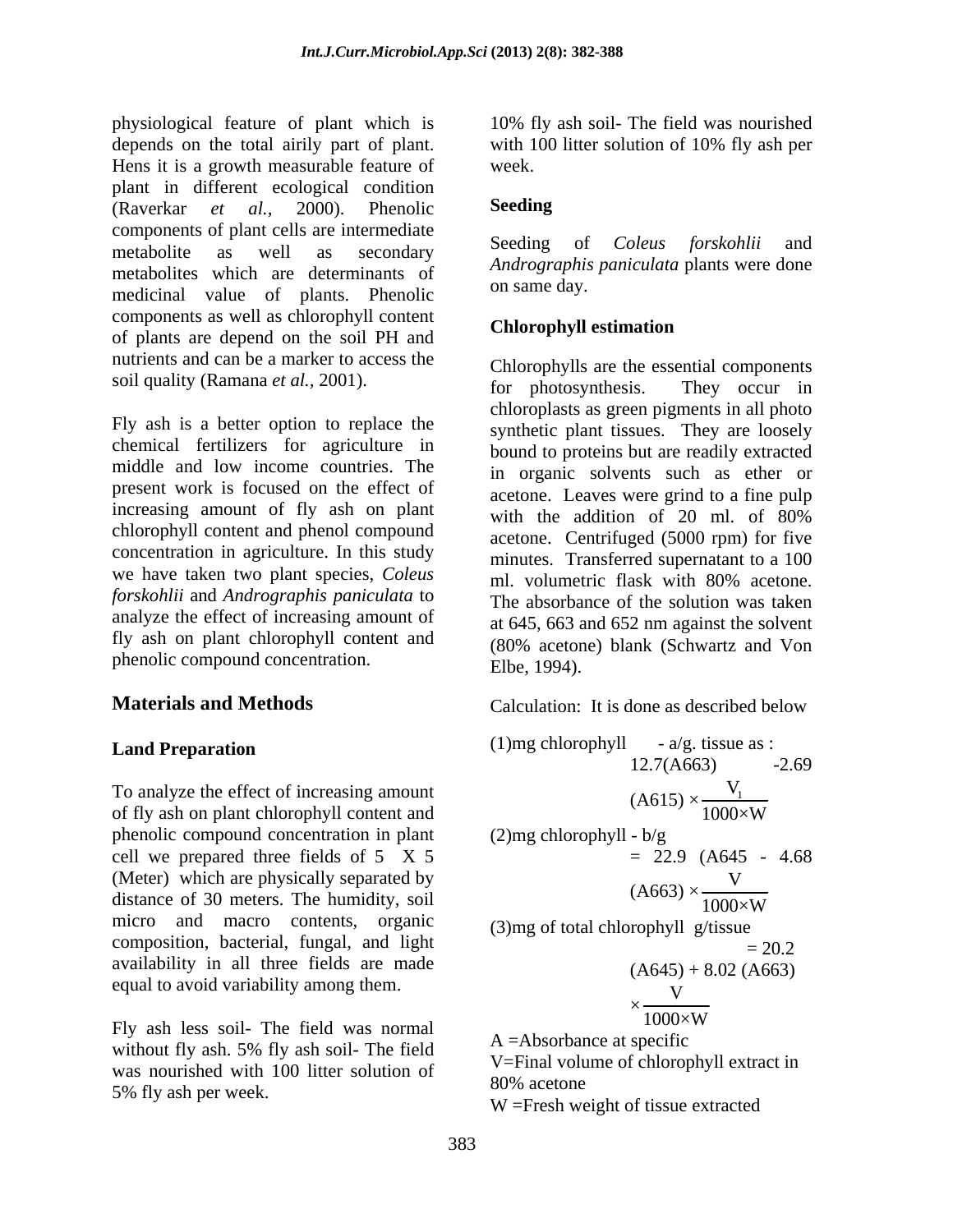physiological feature of plant which is depends on the total airily part of plant. Hens it is a growth measurable feature of plant in different ecological condition (Raverkar *et al.*, 2000). Phenolic components of plant cells are intermediate metabolite as well as secondary metabolites which are determinants of medicinal value of plants. Phenolic components as well as chlorophyll content of plants are depend on the soil PH and nutrients and can be a marker to access the soil quality (Ramana *et al.*, 2001).

Fly ash is a better option to replace the chemical fertilizers for agriculture in middle and low income countries. The present work is focused on the effect of increasing amount of fly ash on plant chlorophyll content and phenol compound concentration in agriculture. In this study we have taken two plant species, *Coleus forskohlii* and *Andrographis paniculata* to analyze the effect of increasing amount of fly ash on plant chlorophyll content and phenolic compound concentration.

## Materials and Methods

### Land Preparation

To analyze the effect of increasing amount of fly ash on plant chlorophyll content and phenolic compound concentration in plant cell we prepared three fields of 5 X 5 (Meter) which are physically separated by distance of 30 meters. The humidity, soil micro and macro contents, organic composition, bacterial, fungal, and light availability in all three fields are made equal to avoid variability among them.

Fly ash less soil- The field was normal without fly ash. 5% fly ash soil- The field was nourished with 100 litter solution of 5% fly ash per week.

10% fly ash soil- The field was nourished with 100 litter solution of 10% fly ash per week.

### Seeding

Seeding of *Coleus forskohlii* and *Andrographis paniculata* plants were done on same day.

### Chlorophyll estimation

Chlorophylls are the essential components for photosynthesis. They occur in chloroplasts as green pigments in all photo synthetic plant tissues. They are loosely bound to proteins but are readily extracted in organic solvents such as ether or acetone. Leaves were grind to a fine pulp with the addition of 20 ml. of 80% acetone. Centrifuged (5000 rpm) for five minutes. Transferred supernatant to a 100 ml. volumetric flask with 80% acetone. The absorbance of the solution was taken at 645, 663 and 652 nm against the solvent (80% acetone) blank (Schwartz and Von Elbe, 1994).

Calculation: It is done as described below

(1)mg chlorophyll - a/g. tissue as :

$$12.7(A663) \quad -2.69 \; (A615) \times \frac{V_1}{1000 \times W}$$

(2)mg chlorophyll - b/g

$$= 22.9 \; (A645 \; - \; 4.68 \; (A663) \times \frac{V}{1000 \times W}$$

(3)mg of total chlorophyll g/tissue

$$= 20.2 \; (A645) + 8.02 \; (A663) \times \frac{V}{1000 \times W}$$

A =Absorbance at specific

V=Final volume of chlorophyll extract in 80% acetone

W =Fresh weight of tissue extracted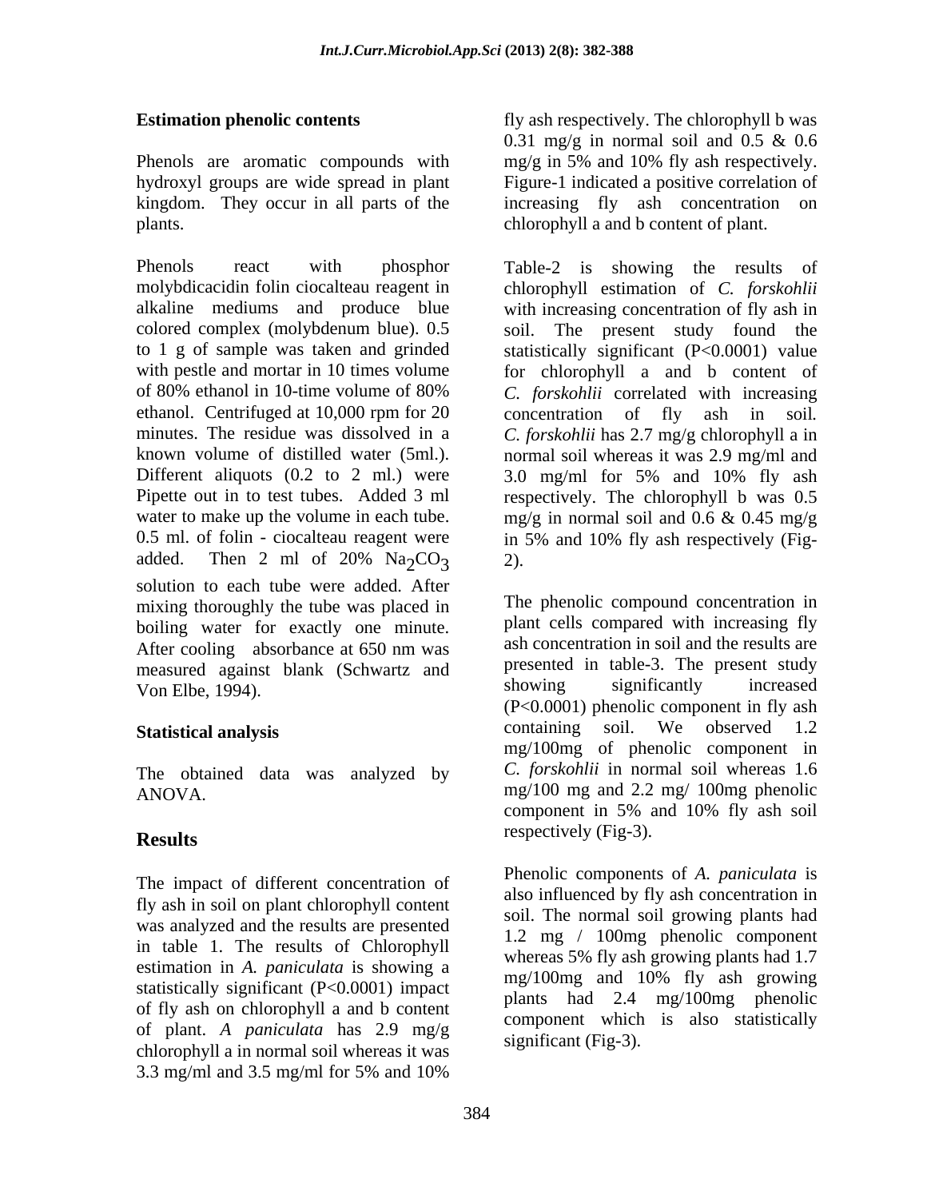### Estimation phenolic contents

Phenols are aromatic compounds with hydroxyl groups are wide spread in plant kingdom. They occur in all parts of the plants.

Phenols react with phosphor molybdicacidin folin ciocalteau reagent in alkaline mediums and produce blue colored complex (molybdenum blue). 0.5 to 1 g of sample was taken and grinded with pestle and mortar in 10 times volume of 80% ethanol in 10-time volume of 80% ethanol. Centrifuged at 10,000 rpm for 20 minutes. The residue was dissolved in a known volume of distilled water (5ml.). Different aliquots (0.2 to 2 ml.) were Pipette out in to test tubes. Added 3 ml water to make up the volume in each tube. 0.5 ml. of folin - ciocalteau reagent were added. Then 2 ml of 20% $Na_2CO_3$ solution to each tube were added. After mixing thoroughly the tube was placed in boiling water for exactly one minute. After cooling absorbance at 650 nm was measured against blank (Schwartz and Von Elbe, 1994).

### Statistical analysis

The obtained data was analyzed by ANOVA.

## Results

The impact of different concentration of fly ash in soil on plant chlorophyll content was analyzed and the results are presented in table 1. The results of Chlorophyll estimation in *A. paniculata* is showing a statistically significant ($P<0.0001$) impact of fly ash on chlorophyll a and b content of plant. *A paniculata* has 2.9 mg/g chlorophyll a in normal soil whereas it was 3.3 mg/ml and 3.5 mg/ml for 5% and 10% fly ash respectively. The chlorophyll b was 0.31 mg/g in normal soil and 0.5 & 0.6 mg/g in 5% and 10% fly ash respectively. Figure-1 indicated a positive correlation of increasing fly ash concentration on chlorophyll a and b content of plant.

Table-2 is showing the results of chlorophyll estimation of *C. forskohlii* with increasing concentration of fly ash in soil. The present study found the statistically significant ($P<0.0001$) value for chlorophyll a and b content of *C. forskohlii* correlated with increasing concentration of fly ash in soil. *C. forskohlii* has 2.7 mg/g chlorophyll a in normal soil whereas it was 2.9 mg/ml and 3.0 mg/ml for 5% and 10% fly ash respectively. The chlorophyll b was 0.5 mg/g in normal soil and 0.6 & 0.45 mg/g in 5% and 10% fly ash respectively (Fig-2).

The phenolic compound concentration in plant cells compared with increasing fly ash concentration in soil and the results are presented in table-3. The present study showing significantly increased ($P<0.0001$) phenolic component in fly ash containing soil. We observed 1.2 mg/100mg of phenolic component in *C. forskohlii* in normal soil whereas 1.6 mg/100 mg and 2.2 mg/ 100mg phenolic component in 5% and 10% fly ash soil respectively (Fig-3).

Phenolic components of *A. paniculata* is also influenced by fly ash concentration in soil. The normal soil growing plants had 1.2 mg / 100mg phenolic component whereas 5% fly ash growing plants had 1.7 mg/100mg and 10% fly ash growing plants had 2.4 mg/100mg phenolic component which is also statistically significant (Fig-3).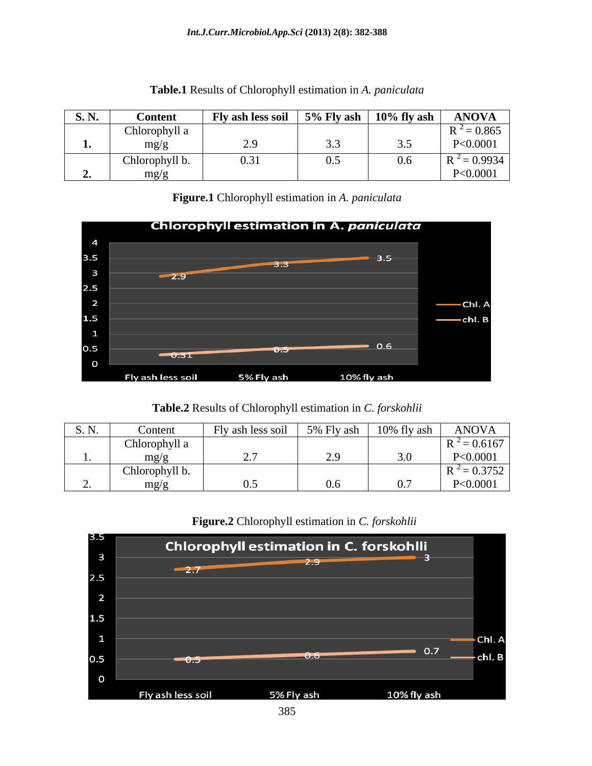**Table.1** Results of Chlorophyll estimation in *A. paniculata*

| S. N. | Content | Fly ash less soil | 5% Fly ash | 10% fly ash | ANOVA |
|---|---|---|---|---|---|
| 1. | Chlorophyll a mg/g | 2.9 | 3.3 | 3.5 | $R^2 = 0.865$ P<0.0001 |
| 2. | Chlorophyll b. mg/g | 0.31 | 0.5 | 0.6 | $R^2 = 0.9934$ P<0.0001 |

**Figure.1** Chlorophyll estimation in *A. paniculata*

**Table.2** Results of Chlorophyll estimation in *C. forskohlii*

| S. N. | Content | Fly ash less soil | 5% Fly ash | 10% fly ash | ANOVA |
|---|---|---|---|---|---|
| 1. | Chlorophyll a mg/g | 2.7 | 2.9 | 3.0 | $R^2 = 0.6167$ P<0.0001 |
| 2. | Chlorophyll b. mg/g | 0.5 | 0.6 | 0.7 | $R^2 = 0.3752$ P<0.0001 |

**Figure.2** Chlorophyll estimation in *C. forskohlii*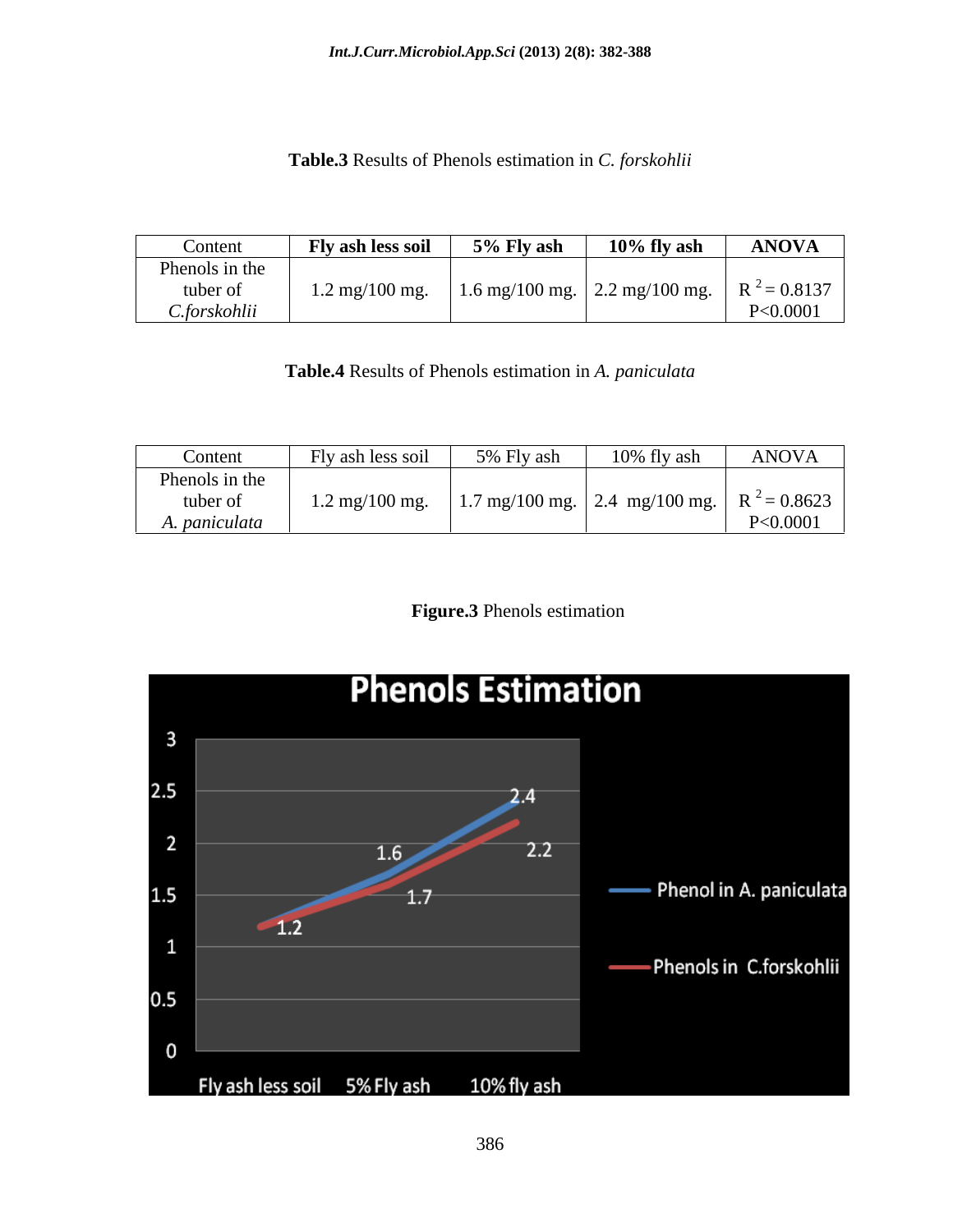**Table.3** Results of Phenols estimation in *C. forskohlii*

| Content | Fly ash less soil | 5% Fly ash | 10% fly ash | ANOVA |
|---|---|---|---|---|
| Phenols in the tuber of *C.forskohlii* | 1.2 mg/100 mg. | 1.6 mg/100 mg. | 2.2 mg/100 mg. | $R^2 = 0.8137$ $P<0.0001$ |

**Table.4** Results of Phenols estimation in *A. paniculata*

| Content | Fly ash less soil | 5% Fly ash | 10% fly ash | ANOVA |
|---|---|---|---|---|
| Phenols in the tuber of *A. paniculata* | 1.2 mg/100 mg. | 1.7 mg/100 mg. | 2.4 mg/100 mg. | $R^2 = 0.8623$ $P<0.0001$ |

**Figure.3** Phenols estimation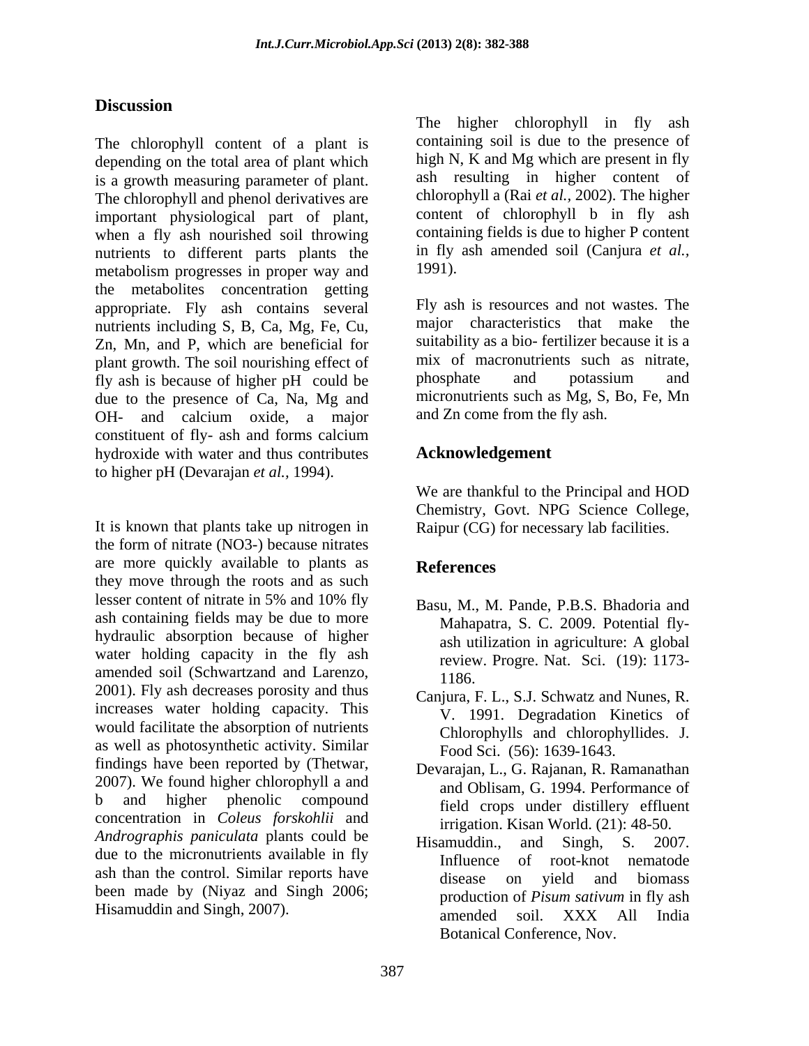## Discussion

The chlorophyll content of a plant is depending on the total area of plant which is a growth measuring parameter of plant. The chlorophyll and phenol derivatives are important physiological part of plant, when a fly ash nourished soil throwing nutrients to different parts plants the metabolism progresses in proper way and the metabolites concentration getting appropriate. Fly ash contains several nutrients including S, B, Ca, Mg, Fe, Cu, Zn, Mn, and P, which are beneficial for plant growth. The soil nourishing effect of fly ash is because of higher pH could be due to the presence of Ca, Na, Mg and OH- and calcium oxide, a major constituent of fly- ash and forms calcium hydroxide with water and thus contributes to higher pH (Devarajan *et al.*, 1994).

It is known that plants take up nitrogen in the form of nitrate ($NO_3^-$) because nitrates are more quickly available to plants as they move through the roots and as such lesser content of nitrate in 5% and 10% fly ash containing fields may be due to more hydraulic absorption because of higher water holding capacity in the fly ash amended soil (Schwartzand and Larenzo, 2001). Fly ash decreases porosity and thus increases water holding capacity. This would facilitate the absorption of nutrients as well as photosynthetic activity. Similar findings have been reported by (Thetwar, 2007). We found higher chlorophyll a and b and higher phenolic compound concentration in *Coleus forskohlii* and *Andrographis paniculata* plants could be due to the micronutrients available in fly ash than the control. Similar reports have been made by (Niyaz and Singh 2006; Hisamuddin and Singh, 2007).

The higher chlorophyll in fly ash containing soil is due to the presence of high N, K and Mg which are present in fly ash resulting in higher content of chlorophyll a (Rai *et al.*, 2002). The higher content of chlorophyll b in fly ash containing fields is due to higher P content in fly ash amended soil (Canjura *et al.*, 1991).

Fly ash is resources and not wastes. The major characteristics that make the suitability as a bio- fertilizer because it is a mix of macronutrients such as nitrate, phosphate and potassium and micronutrients such as Mg, S, Bo, Fe, Mn and Zn come from the fly ash.

## Acknowledgement

We are thankful to the Principal and HOD Chemistry, Govt. NPG Science College, Raipur (CG) for necessary lab facilities.

## References

Basu, M., M. Pande, P.B.S. Bhadoria and Mahapatra, S. C. 2009. Potential fly-ash utilization in agriculture: A global review. Progre. Nat. Sci. (19): 1173-1186.

Canjura, F. L., S.J. Schwatz and Nunes, R. V. 1991. Degradation Kinetics of Chlorophylls and chlorophyllides. J. Food Sci. (56): 1639-1643.

Devarajan, L., G. Rajanan, R. Ramanathan and Oblisam, G. 1994. Performance of field crops under distillery effluent irrigation. Kisan World. (21): 48-50.

Hisamuddin., and Singh, S. 2007. Influence of root-knot nematode disease on yield and biomass production of *Pisum sativum* in fly ash amended soil. XXX All India Botanical Conference, Nov.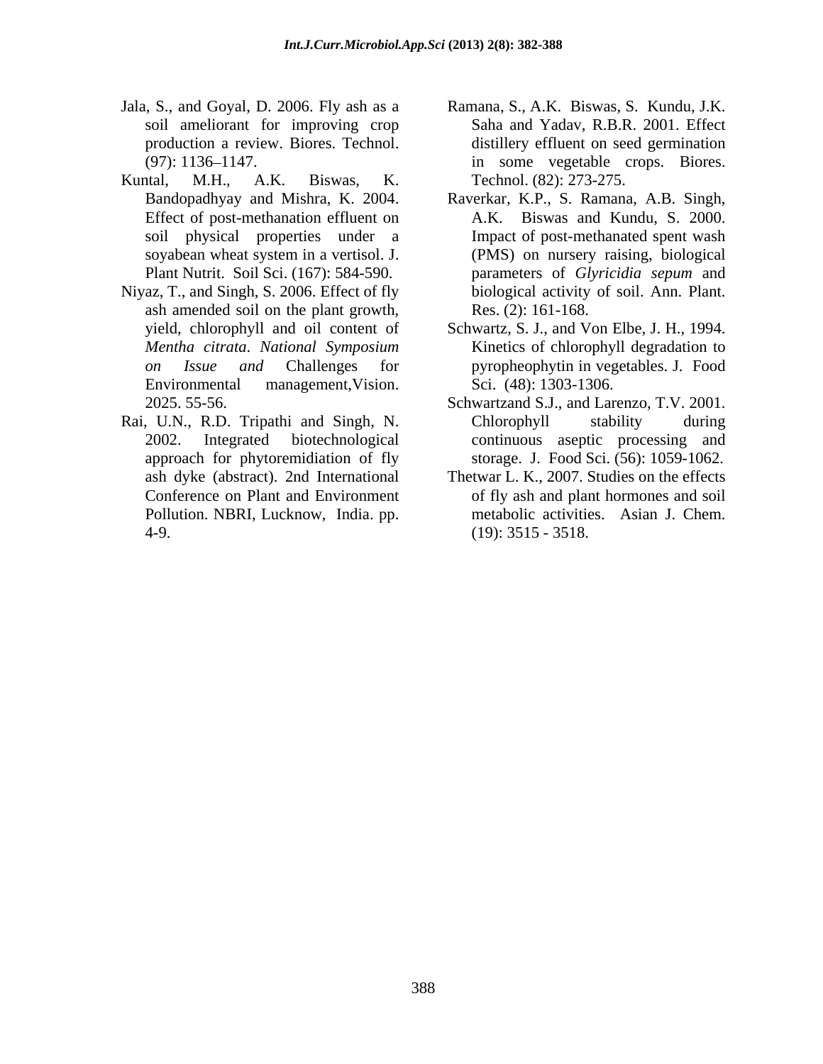Jala, S., and Goyal, D. 2006. Fly ash as a soil ameliorant for improving crop production a review. Biores. Technol. (97): 1136–1147.

Kuntal, M.H., A.K. Biswas, K. Bandopadhyay and Mishra, K. 2004. Effect of post-methanation effluent on soil physical properties under a soyabean wheat system in a vertisol. J. Plant Nutrit. Soil Sci. (167): 584-590.

Niyaz, T., and Singh, S. 2006. Effect of fly ash amended soil on the plant growth, yield, chlorophyll and oil content of *Mentha citrata*. *National Symposium on Issue and* Challenges for Environmental management,Vision. 2025. 55-56.

Rai, U.N., R.D. Tripathi and Singh, N. 2002. Integrated biotechnological approach for phytoremidiation of fly ash dyke (abstract). 2nd International Conference on Plant and Environment Pollution. NBRI, Lucknow, India. pp. 4-9.

Ramana, S., A.K. Biswas, S. Kundu, J.K. Saha and Yadav, R.B.R. 2001. Effect distillery effluent on seed germination in some vegetable crops. Biores. Technol. (82): 273-275.

Raverkar, K.P., S. Ramana, A.B. Singh, A.K. Biswas and Kundu, S. 2000. Impact of post-methanated spent wash (PMS) on nursery raising, biological parameters of *Glyricidia sepum* and biological activity of soil. Ann. Plant. Res. (2): 161-168.

Schwartz, S. J., and Von Elbe, J. H., 1994. Kinetics of chlorophyll degradation to pyropheophytin in vegetables. J. Food Sci. (48): 1303-1306.

Schwartzand S.J., and Larenzo, T.V. 2001. Chlorophyll stability during continuous aseptic processing and storage. J. Food Sci. (56): 1059-1062.

Thetwar L. K., 2007. Studies on the effects of fly ash and plant hormones and soil metabolic activities. Asian J. Chem. (19): 3515 - 3518.